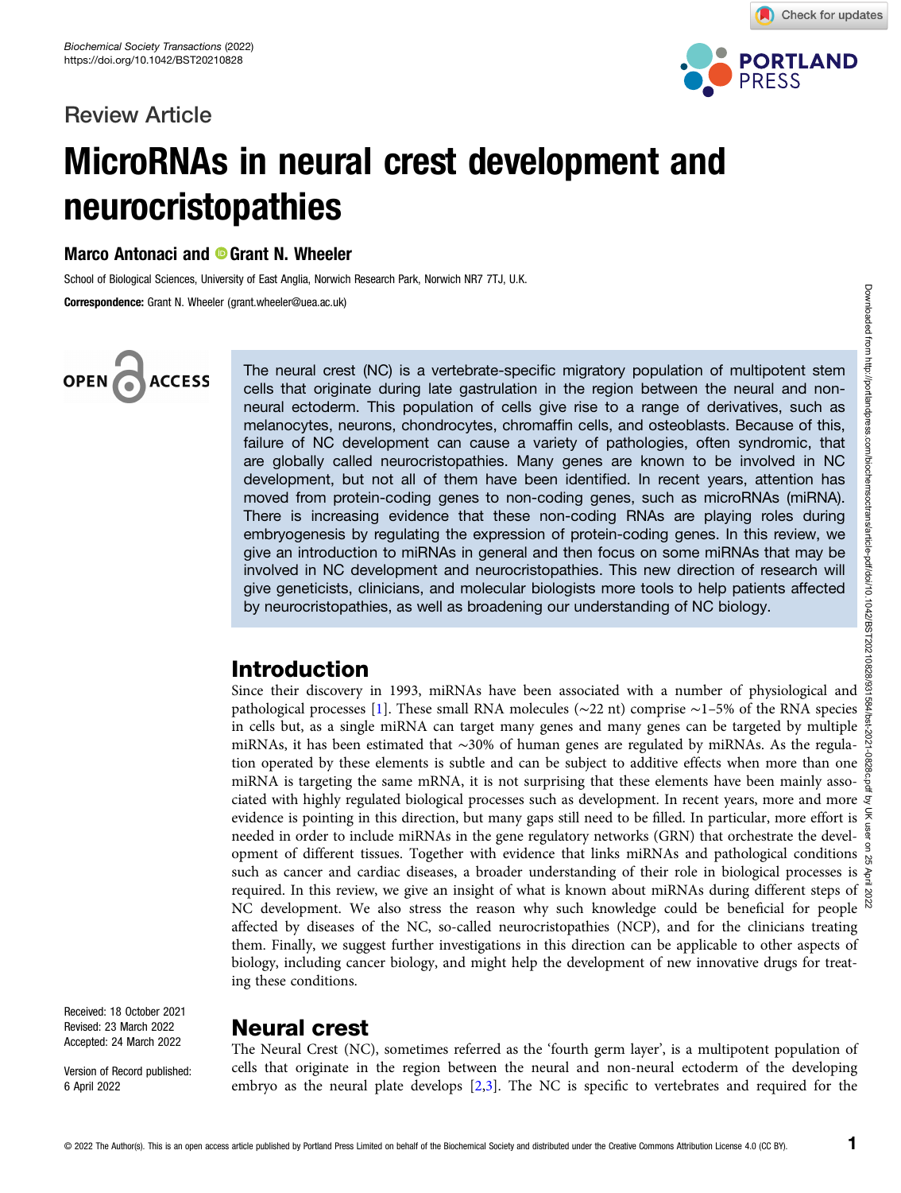Review Article

# MicroRNAs in neural crest development and neurocristopathies

**Marco Antonaci and Grant N. Wheeler**

School of Biological Sciences, University of East Anglia, Norwich Research Park, Norwich NR7 7TJ, U.K.

**Correspondence:** Grant N. Wheeler (grant.wheeler@uea.ac.uk)

The neural crest (NC) is a vertebrate-specific migratory population of multipotent stem cells that originate during late gastrulation in the region between the neural and non-neural ectoderm. This population of cells give rise to a range of derivatives, such as melanocytes, neurons, chondrocytes, chromaffin cells, and osteoblasts. Because of this, failure of NC development can cause a variety of pathologies, often syndromic, that are globally called neurocristopathies. Many genes are known to be involved in NC development, but not all of them have been identified. In recent years, attention has moved from protein-coding genes to non-coding genes, such as microRNAs (miRNA). There is increasing evidence that these non-coding RNAs are playing roles during embryogenesis by regulating the expression of protein-coding genes. In this review, we give an introduction to miRNAs in general and then focus on some miRNAs that may be involved in NC development and neurocristopathies. This new direction of research will give geneticists, clinicians, and molecular biologists more tools to help patients affected by neurocristopathies, as well as broadening our understanding of NC biology.

Received: 18 October 2021
Revised: 23 March 2022
Accepted: 24 March 2022

Version of Record published: 6 April 2022

## Introduction

Since their discovery in 1993, miRNAs have been associated with a number of physiological and pathological processes [1]. These small RNA molecules (~22 nt) comprise ~1–5% of the RNA species in cells but, as a single miRNA can target many genes and many genes can be targeted by multiple miRNAs, it has been estimated that ~30% of human genes are regulated by miRNAs. As the regulation operated by these elements is subtle and can be subject to additive effects when more than one miRNA is targeting the same mRNA, it is not surprising that these elements have been mainly associated with highly regulated biological processes such as development. In recent years, more and more evidence is pointing in this direction, but many gaps still need to be filled. In particular, more effort is needed in order to include miRNAs in the gene regulatory networks (GRN) that orchestrate the development of different tissues. Together with evidence that links miRNAs and pathological conditions such as cancer and cardiac diseases, a broader understanding of their role in biological processes is required. In this review, we give an insight of what is known about miRNAs during different steps of NC development. We also stress the reason why such knowledge could be beneficial for people affected by diseases of the NC, so-called neurocristopathies (NCP), and for the clinicians treating them. Finally, we suggest further investigations in this direction can be applicable to other aspects of biology, including cancer biology, and might help the development of new innovative drugs for treating these conditions.

## Neural crest

The Neural Crest (NC), sometimes referred as the 'fourth germ layer', is a multipotent population of cells that originate in the region between the neural and non-neural ectoderm of the developing embryo as the neural plate develops [2,3]. The NC is specific to vertebrates and required for the

© 2022 The Author(s). This is an open access article published by Portland Press Limited on behalf of the Biochemical Society and distributed under the Creative Commons Attribution License 4.0 (CC BY).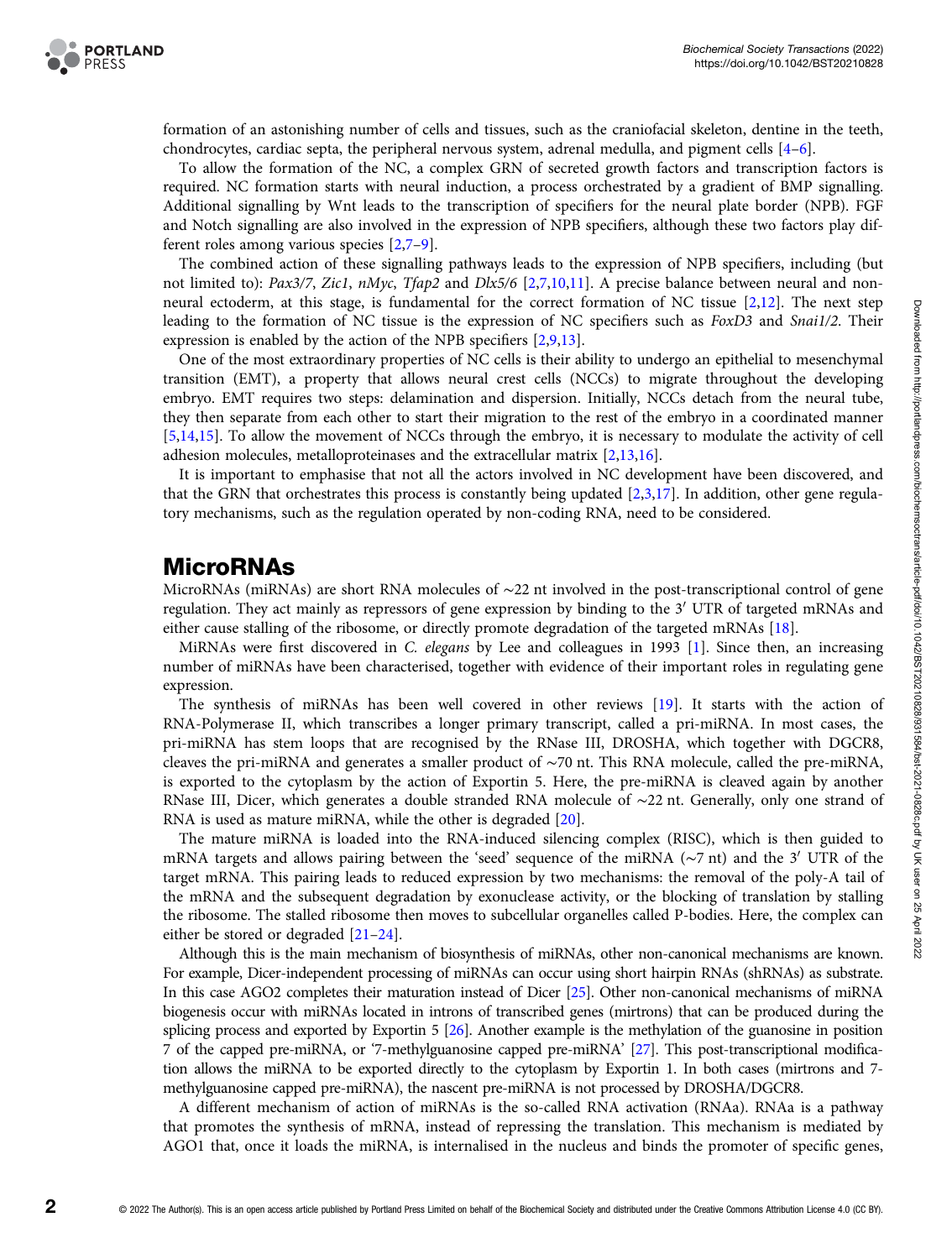formation of an astonishing number of cells and tissues, such as the craniofacial skeleton, dentine in the teeth, chondrocytes, cardiac septa, the peripheral nervous system, adrenal medulla, and pigment cells [4–6].

To allow the formation of the NC, a complex GRN of secreted growth factors and transcription factors is required. NC formation starts with neural induction, a process orchestrated by a gradient of BMP signalling. Additional signalling by Wnt leads to the transcription of specifiers for the neural plate border (NPB). FGF and Notch signalling are also involved in the expression of NPB specifiers, although these two factors play different roles among various species [2,7–9].

The combined action of these signalling pathways leads to the expression of NPB specifiers, including (but not limited to): *Pax3/7*, *Zic1*, *nMyc*, *Tfap2* and *Dlx5/6* [2,7,10,11]. A precise balance between neural and non-neural ectoderm, at this stage, is fundamental for the correct formation of NC tissue [2,12]. The next step leading to the formation of NC tissue is the expression of NC specifiers such as *FoxD3* and *Snai1/2*. Their expression is enabled by the action of the NPB specifiers [2,9,13].

One of the most extraordinary properties of NC cells is their ability to undergo an epithelial to mesenchymal transition (EMT), a property that allows neural crest cells (NCCs) to migrate throughout the developing embryo. EMT requires two steps: delamination and dispersion. Initially, NCCs detach from the neural tube, they then separate from each other to start their migration to the rest of the embryo in a coordinated manner [5,14,15]. To allow the movement of NCCs through the embryo, it is necessary to modulate the activity of cell adhesion molecules, metalloproteinases and the extracellular matrix [2,13,16].

It is important to emphasise that not all the actors involved in NC development have been discovered, and that the GRN that orchestrates this process is constantly being updated [2,3,17]. In addition, other gene regulatory mechanisms, such as the regulation operated by non-coding RNA, need to be considered.

## MicroRNAs

MicroRNAs (miRNAs) are short RNA molecules of ∼22 nt involved in the post-transcriptional control of gene regulation. They act mainly as repressors of gene expression by binding to the 3′ UTR of targeted mRNAs and either cause stalling of the ribosome, or directly promote degradation of the targeted mRNAs [18].

MiRNAs were first discovered in *C. elegans* by Lee and colleagues in 1993 [1]. Since then, an increasing number of miRNAs have been characterised, together with evidence of their important roles in regulating gene expression.

The synthesis of miRNAs has been well covered in other reviews [19]. It starts with the action of RNA-Polymerase II, which transcribes a longer primary transcript, called a pri-miRNA. In most cases, the pri-miRNA has stem loops that are recognised by the RNase III, DROSHA, which together with DGCR8, cleaves the pri-miRNA and generates a smaller product of ∼70 nt. This RNA molecule, called the pre-miRNA, is exported to the cytoplasm by the action of Exportin 5. Here, the pre-miRNA is cleaved again by another RNase III, Dicer, which generates a double stranded RNA molecule of ∼22 nt. Generally, only one strand of RNA is used as mature miRNA, while the other is degraded [20].

The mature miRNA is loaded into the RNA-induced silencing complex (RISC), which is then guided to mRNA targets and allows pairing between the 'seed' sequence of the miRNA (∼7 nt) and the 3′ UTR of the target mRNA. This pairing leads to reduced expression by two mechanisms: the removal of the poly-A tail of the mRNA and the subsequent degradation by exonuclease activity, or the blocking of translation by stalling the ribosome. The stalled ribosome then moves to subcellular organelles called P-bodies. Here, the complex can either be stored or degraded [21–24].

Although this is the main mechanism of biosynthesis of miRNAs, other non-canonical mechanisms are known. For example, Dicer-independent processing of miRNAs can occur using short hairpin RNAs (shRNAs) as substrate. In this case AGO2 completes their maturation instead of Dicer [25]. Other non-canonical mechanisms of miRNA biogenesis occur with miRNAs located in introns of transcribed genes (mirtrons) that can be produced during the splicing process and exported by Exportin 5 [26]. Another example is the methylation of the guanosine in position 7 of the capped pre-miRNA, or '7-methylguanosine capped pre-miRNA' [27]. This post-transcriptional modification allows the miRNA to be exported directly to the cytoplasm by Exportin 1. In both cases (mirtrons and 7-methylguanosine capped pre-miRNA), the nascent pre-miRNA is not processed by DROSHA/DGCR8.

A different mechanism of action of miRNAs is the so-called RNA activation (RNAa). RNAa is a pathway that promotes the synthesis of mRNA, instead of repressing the translation. This mechanism is mediated by AGO1 that, once it loads the miRNA, is internalised in the nucleus and binds the promoter of specific genes,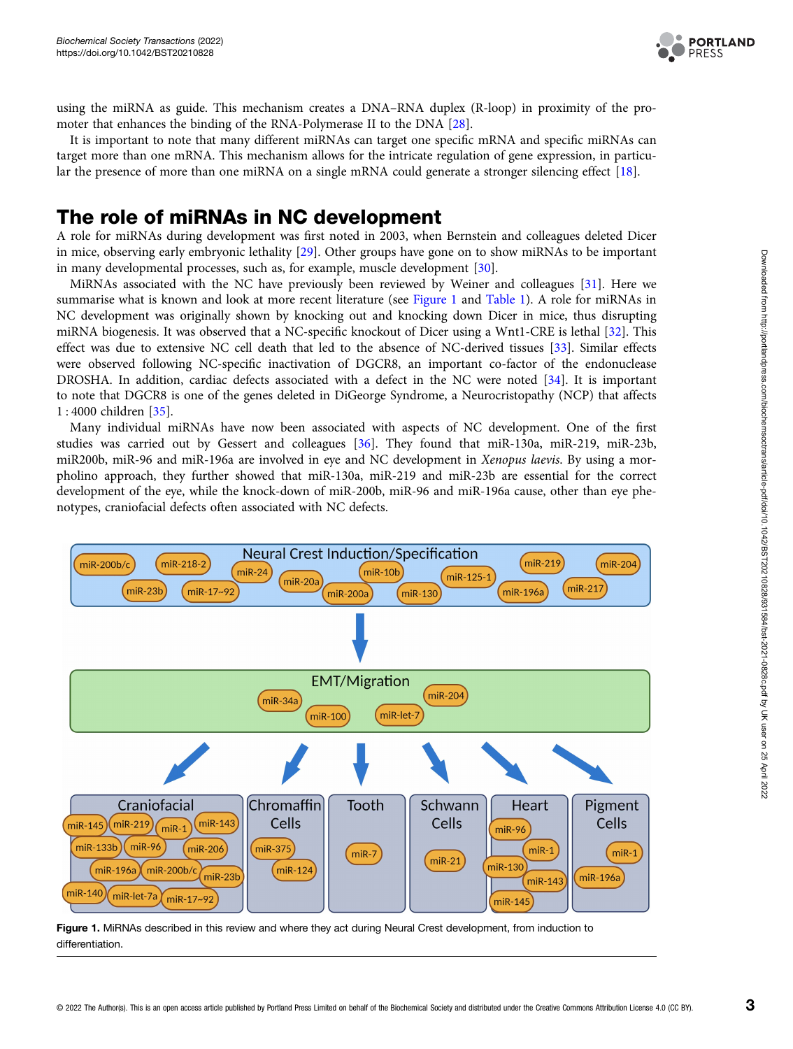using the miRNA as guide. This mechanism creates a DNA–RNA duplex (R-loop) in proximity of the promoter that enhances the binding of the RNA-Polymerase II to the DNA [28].

It is important to note that many different miRNAs can target one specific mRNA and specific miRNAs can target more than one mRNA. This mechanism allows for the intricate regulation of gene expression, in particular the presence of more than one miRNA on a single mRNA could generate a stronger silencing effect [18].

## The role of miRNAs in NC development

A role for miRNAs during development was first noted in 2003, when Bernstein and colleagues deleted Dicer in mice, observing early embryonic lethality [29]. Other groups have gone on to show miRNAs to be important in many developmental processes, such as, for example, muscle development [30].

MiRNAs associated with the NC have previously been reviewed by Weiner and colleagues [31]. Here we summarise what is known and look at more recent literature (see Figure 1 and Table 1). A role for miRNAs in NC development was originally shown by knocking out and knocking down Dicer in mice, thus disrupting miRNA biogenesis. It was observed that a NC-specific knockout of Dicer using a Wnt1-CRE is lethal [32]. This effect was due to extensive NC cell death that led to the absence of NC-derived tissues [33]. Similar effects were observed following NC-specific inactivation of DGCR8, an important co-factor of the endonuclease DROSHA. In addition, cardiac defects associated with a defect in the NC were noted [34]. It is important to note that DGCR8 is one of the genes deleted in DiGeorge Syndrome, a Neurocristopathy (NCP) that affects 1 : 4000 children [35].

Many individual miRNAs have now been associated with aspects of NC development. One of the first studies was carried out by Gessert and colleagues [36]. They found that miR-130a, miR-219, miR-23b, miR200b, miR-96 and miR-196a are involved in eye and NC development in *Xenopus laevis*. By using a morpholino approach, they further showed that miR-130a, miR-219 and miR-23b are essential for the correct development of the eye, while the knock-down of miR-200b, miR-96 and miR-196a cause, other than eye phenotypes, craniofacial defects often associated with NC defects.

**Figure 1.** MiRNAs described in this review and where they act during Neural Crest development, from induction to differentiation.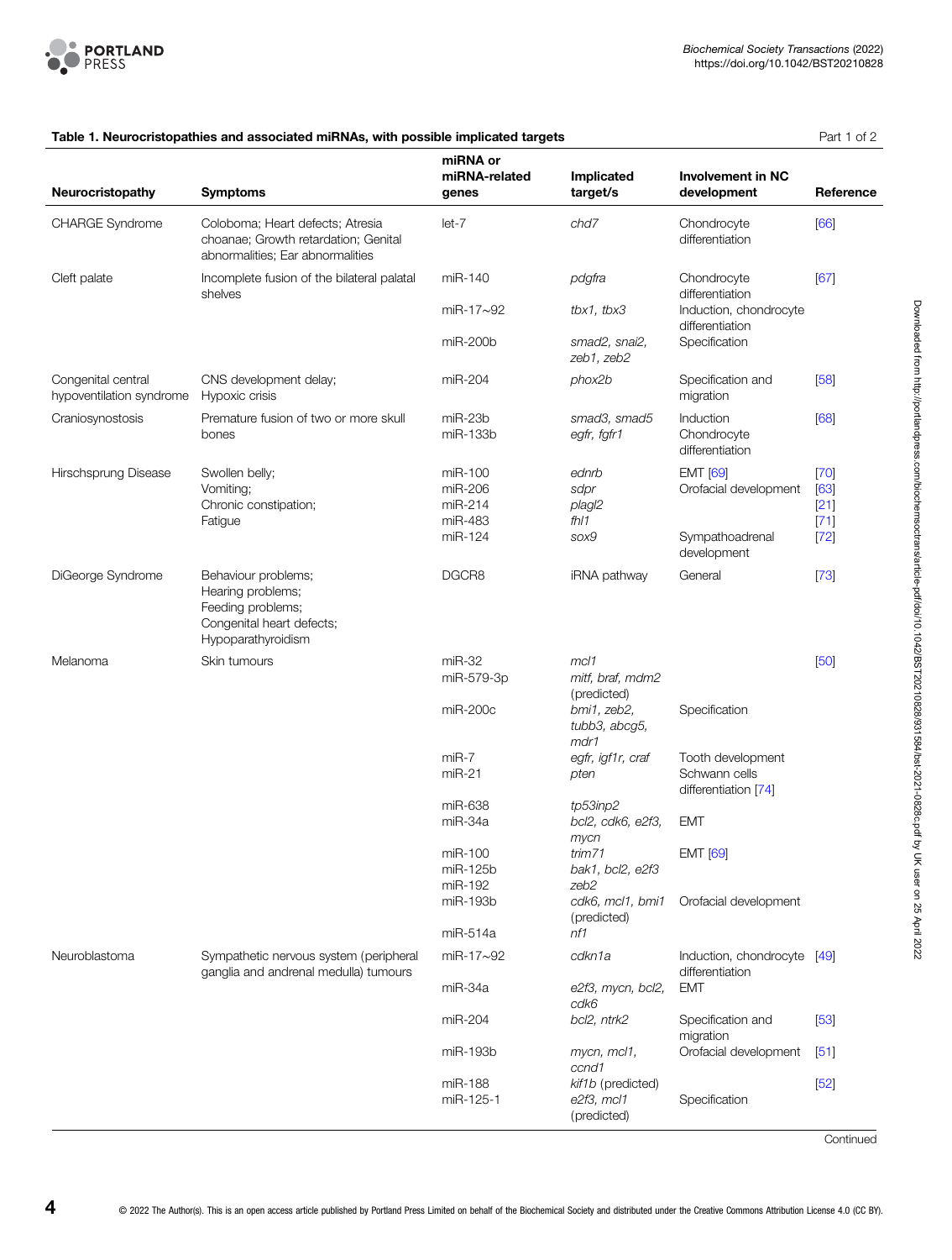**Table 1. Neurocristopathies and associated miRNAs, with possible implicated targets** Part 1 of 2

| Neurocristopathy | Symptoms | miRNA or miRNA-related genes | Implicated target/s | Involvement in NC development | Reference |
|---|---|---|---|---|---|
| CHARGE Syndrome | Coloboma; Heart defects; Atresia choanae; Growth retardation; Genital abnormalities; Ear abnormalities | let-7 | *chd7* | Chondrocyte differentiation | [66] |
| Cleft palate | Incomplete fusion of the bilateral palatal shelves | miR-140 | *pdgfra* | Chondrocyte differentiation | [67] |
| | | miR-17~92 | *tbx1, tbx3* | Induction, chondrocyte differentiation | |
| | | miR-200b | *smad2, snai2, zeb1, zeb2* | Specification | |
| Congenital central hypoventilation syndrome | CNS development delay; Hypoxic crisis | miR-204 | *phox2b* | Specification and migration | [58] |
| Craniosynostosis | Premature fusion of two or more skull bones | miR-23b<br>miR-133b | *smad3, smad5*<br>*egfr, fgfr1* | Induction<br>Chondrocyte differentiation | [68] |
| Hirschsprung Disease | Swollen belly;<br>Vomiting;<br>Chronic constipation;<br>Fatigue | miR-100<br>miR-206<br>miR-214<br>miR-483 | *ednrb*<br>*sdpr*<br>*plagl2*<br>*fhl1* | EMT [69]<br>Orofacial development | [70]<br>[63]<br>[21]<br>[71] |
| | | miR-124 | *sox9* | Sympathoadrenal development | [72] |
| DiGeorge Syndrome | Behaviour problems;<br>Hearing problems;<br>Feeding problems;<br>Congenital heart defects;<br>Hypoparathyroidism | DGCR8 | iRNA pathway | General | [73] |
| Melanoma | Skin tumours | miR-32 | *mcl1* | | [50] |
| | | miR-579-3p | *mitf, braf, mdm2* (predicted) | | |
| | | miR-200c | *bmi1, zeb2, tubb3, abcg5, mdr1* | Specification | |
| | | miR-7<br>miR-21 | *egfr, igf1r, craf*<br>*pten* | Tooth development<br>Schwann cells differentiation [74] | |
| | | miR-638<br>miR-34a | *tp53inp2*<br>*bcl2, cdk6, e2f3, mycn* | EMT | |
| | | miR-100<br>miR-125b<br>miR-192<br>miR-193b | *trim71*<br>*bak1, bcl2, e2f3*<br>*zeb2*<br>*cdk6, mcl1, bmi1* (predicted) | EMT [69]<br><br><br>Orofacial development | |
| | | miR-514a | *nf1* | | |
| Neuroblastoma | Sympathetic nervous system (peripheral ganglia and andrenal medulla) tumours | miR-17~92 | *cdkn1a* | Induction, chondrocyte differentiation | [49] |
| | | miR-34a | *e2f3, mycn, bcl2, cdk6* | EMT | |
| | | miR-204 | *bcl2, ntrk2* | Specification and migration | [53] |
| | | miR-193b | *mycn, mcl1, ccnd1* | Orofacial development | [51] |
| | | miR-188<br>miR-125-1 | *kif1b* (predicted)<br>*e2f3, mcl1* (predicted) | <br>Specification | [52] |

Continued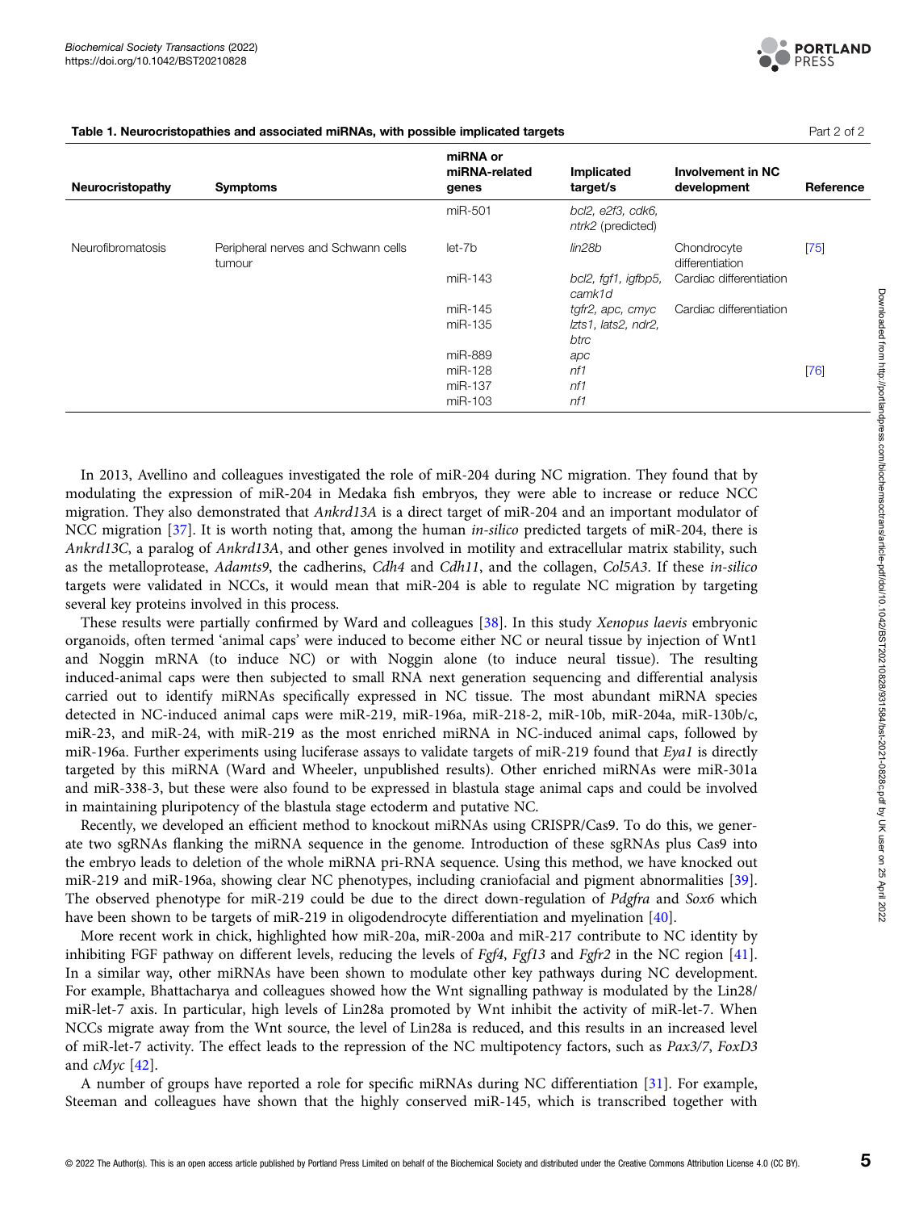**Table 1. Neurocristopathies and associated miRNAs, with possible implicated targets** Part 2 of 2

| Neurocristopathy | Symptoms | miRNA or miRNA-related genes | Implicated target/s | Involvement in NC development | Reference |
|---|---|---|---|---|---|
| | | miR-501 | *bcl2, e2f3, cdk6, ntrk2* (predicted) | | |
| Neurofibromatosis | Peripheral nerves and Schwann cells tumour | let-7b | *lin28b* | Chondrocyte differentiation | [75] |
| | | miR-143 | *bcl2, fgf1, igfbp5, camk1d* | Cardiac differentiation | |
| | | miR-145 | *tgfr2, apc, cmyc* | Cardiac differentiation | |
| | | miR-135 | *lzts1, lats2, ndr2, btrc* | | |
| | | miR-889 | *apc* | | |
| | | miR-128 | *nf1* | | [76] |
| | | miR-137 | *nf1* | | |
| | | miR-103 | *nf1* | | |

In 2013, Avellino and colleagues investigated the role of miR-204 during NC migration. They found that by modulating the expression of miR-204 in Medaka fish embryos, they were able to increase or reduce NCC migration. They also demonstrated that *Ankrd13A* is a direct target of miR-204 and an important modulator of NCC migration [37]. It is worth noting that, among the human *in-silico* predicted targets of miR-204, there is *Ankrd13C*, a paralog of *Ankrd13A*, and other genes involved in motility and extracellular matrix stability, such as the metalloprotease, *Adamts9*, the cadherins, *Cdh4* and *Cdh11*, and the collagen, *Col5A3*. If these *in-silico* targets were validated in NCCs, it would mean that miR-204 is able to regulate NC migration by targeting several key proteins involved in this process.

These results were partially confirmed by Ward and colleagues [38]. In this study *Xenopus laevis* embryonic organoids, often termed 'animal caps' were induced to become either NC or neural tissue by injection of Wnt1 and Noggin mRNA (to induce NC) or with Noggin alone (to induce neural tissue). The resulting induced-animal caps were then subjected to small RNA next generation sequencing and differential analysis carried out to identify miRNAs specifically expressed in NC tissue. The most abundant miRNA species detected in NC-induced animal caps were miR-219, miR-196a, miR-218-2, miR-10b, miR-204a, miR-130b/c, miR-23, and miR-24, with miR-219 as the most enriched miRNA in NC-induced animal caps, followed by miR-196a. Further experiments using luciferase assays to validate targets of miR-219 found that *Eya1* is directly targeted by this miRNA (Ward and Wheeler, unpublished results). Other enriched miRNAs were miR-301a and miR-338-3, but these were also found to be expressed in blastula stage animal caps and could be involved in maintaining pluripotency of the blastula stage ectoderm and putative NC.

Recently, we developed an efficient method to knockout miRNAs using CRISPR/Cas9. To do this, we generate two sgRNAs flanking the miRNA sequence in the genome. Introduction of these sgRNAs plus Cas9 into the embryo leads to deletion of the whole miRNA pri-RNA sequence. Using this method, we have knocked out miR-219 and miR-196a, showing clear NC phenotypes, including craniofacial and pigment abnormalities [39]. The observed phenotype for miR-219 could be due to the direct down-regulation of *Pdgfra* and *Sox6* which have been shown to be targets of miR-219 in oligodendrocyte differentiation and myelination [40].

More recent work in chick, highlighted how miR-20a, miR-200a and miR-217 contribute to NC identity by inhibiting FGF pathway on different levels, reducing the levels of *Fgf4*, *Fgf13* and *Fgfr2* in the NC region [41]. In a similar way, other miRNAs have been shown to modulate other key pathways during NC development. For example, Bhattacharya and colleagues showed how the Wnt signalling pathway is modulated by the Lin28/miR-let-7 axis. In particular, high levels of Lin28a promoted by Wnt inhibit the activity of miR-let-7. When NCCs migrate away from the Wnt source, the level of Lin28a is reduced, and this results in an increased level of miR-let-7 activity. The effect leads to the repression of the NC multipotency factors, such as *Pax3/7*, *FoxD3* and *cMyc* [42].

A number of groups have reported a role for specific miRNAs during NC differentiation [31]. For example, Steeman and colleagues have shown that the highly conserved miR-145, which is transcribed together with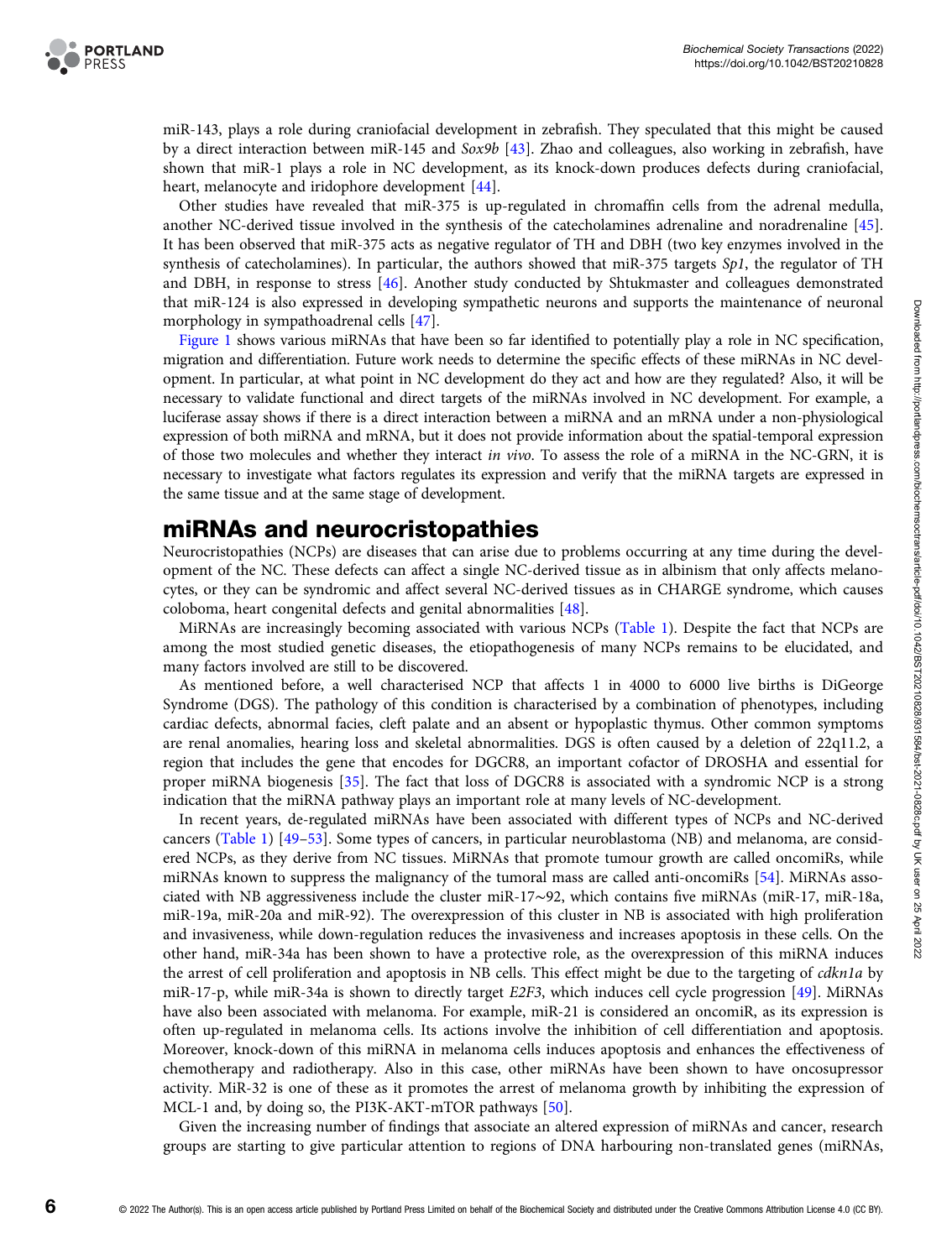miR-143, plays a role during craniofacial development in zebrafish. They speculated that this might be caused by a direct interaction between miR-145 and *Sox9b* [43]. Zhao and colleagues, also working in zebrafish, have shown that miR-1 plays a role in NC development, as its knock-down produces defects during craniofacial, heart, melanocyte and iridophore development [44].

Other studies have revealed that miR-375 is up-regulated in chromaffin cells from the adrenal medulla, another NC-derived tissue involved in the synthesis of the catecholamines adrenaline and noradrenaline [45]. It has been observed that miR-375 acts as negative regulator of TH and DBH (two key enzymes involved in the synthesis of catecholamines). In particular, the authors showed that miR-375 targets *Sp1*, the regulator of TH and DBH, in response to stress [46]. Another study conducted by Shtukmaster and colleagues demonstrated that miR-124 is also expressed in developing sympathetic neurons and supports the maintenance of neuronal morphology in sympathoadrenal cells [47].

Figure 1 shows various miRNAs that have been so far identified to potentially play a role in NC specification, migration and differentiation. Future work needs to determine the specific effects of these miRNAs in NC development. In particular, at what point in NC development do they act and how are they regulated? Also, it will be necessary to validate functional and direct targets of the miRNAs involved in NC development. For example, a luciferase assay shows if there is a direct interaction between a miRNA and an mRNA under a non-physiological expression of both miRNA and mRNA, but it does not provide information about the spatial-temporal expression of those two molecules and whether they interact *in vivo*. To assess the role of a miRNA in the NC-GRN, it is necessary to investigate what factors regulates its expression and verify that the miRNA targets are expressed in the same tissue and at the same stage of development.

## miRNAs and neurocristopathies

Neurocristopathies (NCPs) are diseases that can arise due to problems occurring at any time during the development of the NC. These defects can affect a single NC-derived tissue as in albinism that only affects melanocytes, or they can be syndromic and affect several NC-derived tissues as in CHARGE syndrome, which causes coloboma, heart congenital defects and genital abnormalities [48].

MiRNAs are increasingly becoming associated with various NCPs (Table 1). Despite the fact that NCPs are among the most studied genetic diseases, the etiopathogenesis of many NCPs remains to be elucidated, and many factors involved are still to be discovered.

As mentioned before, a well characterised NCP that affects 1 in 4000 to 6000 live births is DiGeorge Syndrome (DGS). The pathology of this condition is characterised by a combination of phenotypes, including cardiac defects, abnormal facies, cleft palate and an absent or hypoplastic thymus. Other common symptoms are renal anomalies, hearing loss and skeletal abnormalities. DGS is often caused by a deletion of 22q11.2, a region that includes the gene that encodes for DGCR8, an important cofactor of DROSHA and essential for proper miRNA biogenesis [35]. The fact that loss of DGCR8 is associated with a syndromic NCP is a strong indication that the miRNA pathway plays an important role at many levels of NC-development.

In recent years, de-regulated miRNAs have been associated with different types of NCPs and NC-derived cancers (Table 1) [49–53]. Some types of cancers, in particular neuroblastoma (NB) and melanoma, are considered NCPs, as they derive from NC tissues. MiRNAs that promote tumour growth are called oncomiRs, while miRNAs known to suppress the malignancy of the tumoral mass are called anti-oncomiRs [54]. MiRNAs associated with NB aggressiveness include the cluster miR-17~92, which contains five miRNAs (miR-17, miR-18a, miR-19a, miR-20a and miR-92). The overexpression of this cluster in NB is associated with high proliferation and invasiveness, while down-regulation reduces the invasiveness and increases apoptosis in these cells. On the other hand, miR-34a has been shown to have a protective role, as the overexpression of this miRNA induces the arrest of cell proliferation and apoptosis in NB cells. This effect might be due to the targeting of *cdkn1a* by miR-17-p, while miR-34a is shown to directly target *E2F3*, which induces cell cycle progression [49]. MiRNAs have also been associated with melanoma. For example, miR-21 is considered an oncomiR, as its expression is often up-regulated in melanoma cells. Its actions involve the inhibition of cell differentiation and apoptosis. Moreover, knock-down of this miRNA in melanoma cells induces apoptosis and enhances the effectiveness of chemotherapy and radiotherapy. Also in this case, other miRNAs have been shown to have oncosuppressor activity. MiR-32 is one of these as it promotes the arrest of melanoma growth by inhibiting the expression of MCL-1 and, by doing so, the PI3K-AKT-mTOR pathways [50].

Given the increasing number of findings that associate an altered expression of miRNAs and cancer, research groups are starting to give particular attention to regions of DNA harbouring non-translated genes (miRNAs,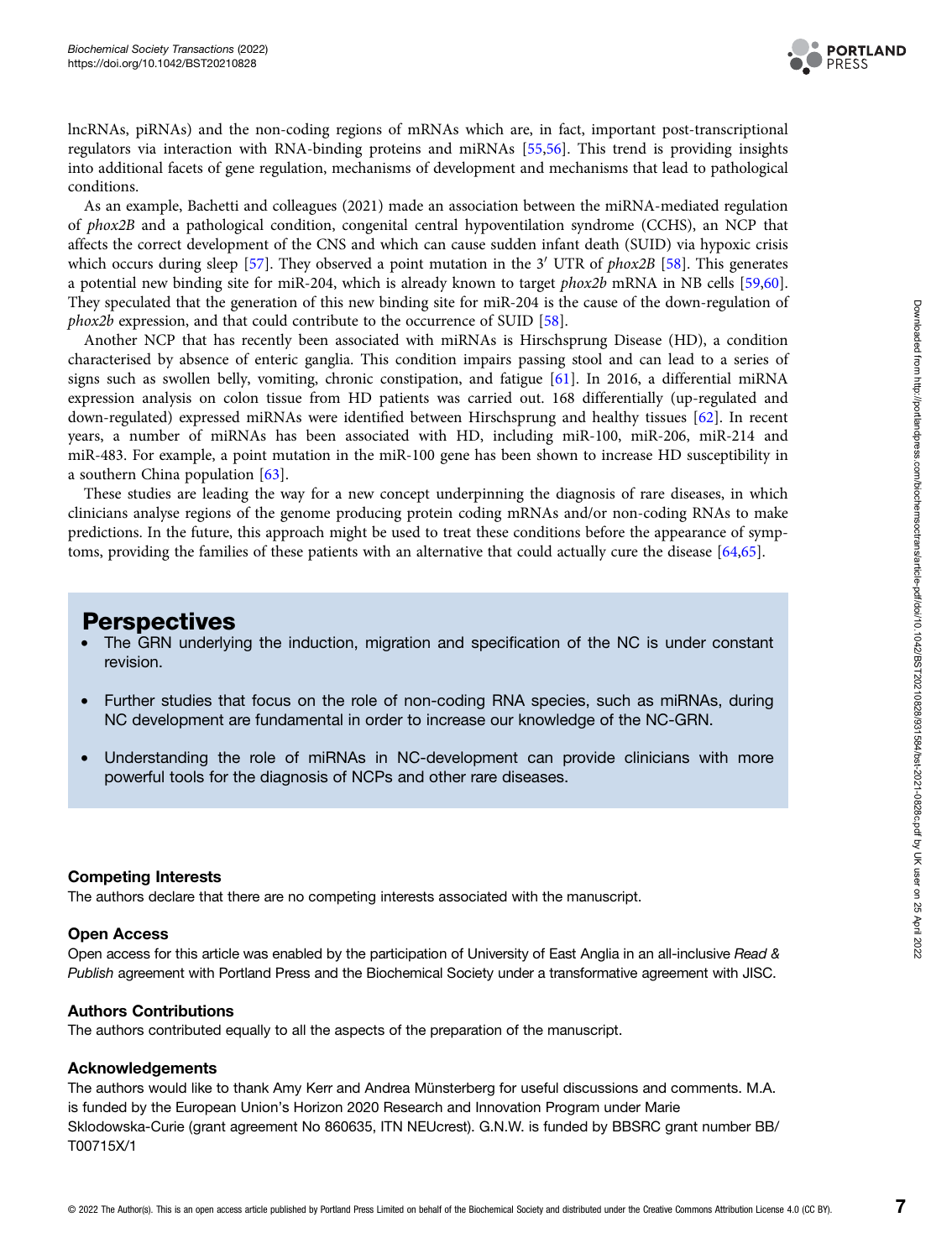lncRNAs, piRNAs) and the non-coding regions of mRNAs which are, in fact, important post-transcriptional regulators via interaction with RNA-binding proteins and miRNAs [55,56]. This trend is providing insights into additional facets of gene regulation, mechanisms of development and mechanisms that lead to pathological conditions.

As an example, Bachetti and colleagues (2021) made an association between the miRNA-mediated regulation of *phox2B* and a pathological condition, congenital central hypoventilation syndrome (CCHS), an NCP that affects the correct development of the CNS and which can cause sudden infant death (SUID) via hypoxic crisis which occurs during sleep [57]. They observed a point mutation in the 3′ UTR of *phox2B* [58]. This generates a potential new binding site for miR-204, which is already known to target *phox2b* mRNA in NB cells [59,60]. They speculated that the generation of this new binding site for miR-204 is the cause of the down-regulation of *phox2b* expression, and that could contribute to the occurrence of SUID [58].

Another NCP that has recently been associated with miRNAs is Hirschsprung Disease (HD), a condition characterised by absence of enteric ganglia. This condition impairs passing stool and can lead to a series of signs such as swollen belly, vomiting, chronic constipation, and fatigue [61]. In 2016, a differential miRNA expression analysis on colon tissue from HD patients was carried out. 168 differentially (up-regulated and down-regulated) expressed miRNAs were identified between Hirschsprung and healthy tissues [62]. In recent years, a number of miRNAs has been associated with HD, including miR-100, miR-206, miR-214 and miR-483. For example, a point mutation in the miR-100 gene has been shown to increase HD susceptibility in a southern China population [63].

These studies are leading the way for a new concept underpinning the diagnosis of rare diseases, in which clinicians analyse regions of the genome producing protein coding mRNAs and/or non-coding RNAs to make predictions. In the future, this approach might be used to treat these conditions before the appearance of symptoms, providing the families of these patients with an alternative that could actually cure the disease [64,65].

## Perspectives

- The GRN underlying the induction, migration and specification of the NC is under constant revision.
- Further studies that focus on the role of non-coding RNA species, such as miRNAs, during NC development are fundamental in order to increase our knowledge of the NC-GRN.
- Understanding the role of miRNAs in NC-development can provide clinicians with more powerful tools for the diagnosis of NCPs and other rare diseases.

### Competing Interests

The authors declare that there are no competing interests associated with the manuscript.

### Open Access

Open access for this article was enabled by the participation of University of East Anglia in an all-inclusive *Read & Publish* agreement with Portland Press and the Biochemical Society under a transformative agreement with JISC.

### Authors Contributions

The authors contributed equally to all the aspects of the preparation of the manuscript.

### Acknowledgements

The authors would like to thank Amy Kerr and Andrea Münsterberg for useful discussions and comments. M.A. is funded by the European Union's Horizon 2020 Research and Innovation Program under Marie Sklodowska-Curie (grant agreement No 860635, ITN NEUcrest). G.N.W. is funded by BBSRC grant number BB/T00715X/1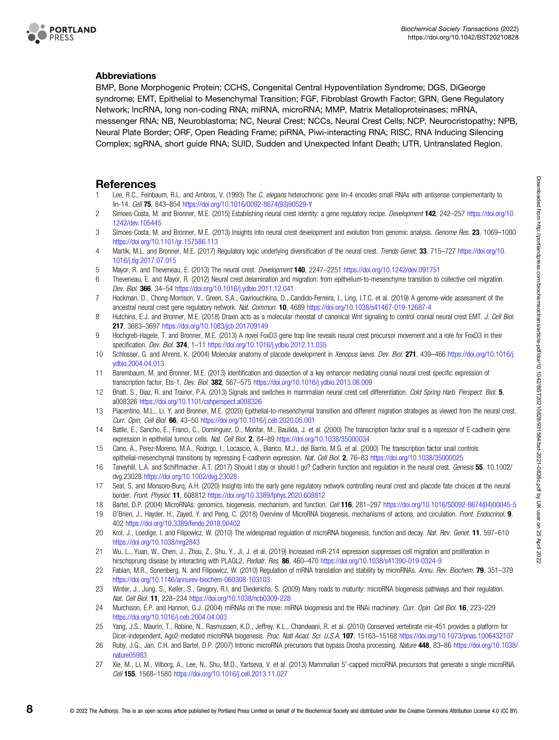## Abbreviations

BMP, Bone Morphogenic Protein; CCHS, Congenital Central Hypoventilation Syndrome; DGS, DiGeorge syndrome; EMT, Epithelial to Mesenchymal Transition; FGF, Fibroblast Growth Factor; GRN, Gene Regulatory Network; lncRNA, long non-coding RNA; miRNA, microRNA; MMP, Matrix Metalloproteinases; mRNA, messenger RNA; NB, Neuroblastoma; NC, Neural Crest; NCCs, Neural Crest Cells; NCP, Neurocristopathy; NPB, Neural Plate Border; ORF, Open Reading Frame; piRNA, Piwi-interacting RNA; RISC, RNA Inducing Silencing Complex; sgRNA, short guide RNA; SUID, Sudden and Unexpected Infant Death; UTR, Untranslated Region.

## References

1. Lee, R.C., Feinbaum, R.L. and Ambros, V. (1993) The *C. elegans* heterochronic gene lin-4 encodes small RNAs with antisense complementarity to lin-14. *Cell* **75**, 843–854 https://doi.org/10.1016/0092-8674(93)90529-Y
2. Simoes-Costa, M. and Bronner, M.E. (2015) Establishing neural crest identity: a gene regulatory recipe. *Development* **142**, 242–257 https://doi.org/10.1242/dev.105445
3. Simoes-Costa, M. and Bronner, M.E. (2013) Insights into neural crest development and evolution from genomic analysis. *Genome Res.* **23**, 1069–1080 https://doi.org/10.1101/gr.157586.113
4. Martik, M.L. and Bronner, M.E. (2017) Regulatory logic underlying diversification of the neural crest. *Trends Genet.* **33**, 715–727 https://doi.org/10.1016/j.tig.2017.07.015
5. Mayor, R. and Theveneau, E. (2013) The neural crest. *Development* **140**, 2247–2251 https://doi.org/10.1242/dev.091751
6. Theveneau, E. and Mayor, R. (2012) Neural crest delamination and migration: from epithelium-to-mesenchyme transition to collective cell migration. *Dev. Biol.* **366**, 34–54 https://doi.org/10.1016/j.ydbio.2011.12.041
7. Hockman, D., Chong-Morrison, V., Green, S.A., Gavriouchkina, D., Candido-Ferreira, I., Ling, I.T.C. et al. (2019) A genome-wide assessment of the ancestral neural crest gene regulatory network. *Nat. Commun.* **10**, 4689 https://doi.org/10.1038/s41467-019-12687-4
8. Hutchins, E.J. and Bronner, M.E. (2018) Draxin acts as a molecular rheostat of canonical Wnt signaling to control cranial neural crest EMT. *J. Cell Biol.* **217**, 3683–3697 https://doi.org/10.1083/jcb.201709149
9. Hochgreb-Hagele, T. and Bronner, M.E. (2013) A novel FoxD3 gene trap line reveals neural crest precursor movement and a role for FoxD3 in their specification. *Dev. Biol.* **374**, 1–11 https://doi.org/10.1016/j.ydbio.2012.11.035
10. Schlosser, G. and Ahrens, K. (2004) Molecular anatomy of placode development in *Xenopus laevis*. *Dev. Biol.* **271**, 439–466 https://doi.org/10.1016/j.ydbio.2004.04.013
11. Barembaum, M. and Bronner, M.E. (2013) Identification and dissection of a key enhancer mediating cranial neural crest specific expression of transcription factor, Ets-1. *Dev. Biol.* **382**, 567–575 https://doi.org/10.1016/j.ydbio.2013.08.009
12. Bhatt, S., Diaz, R. and Trainor, P.A. (2013) Signals and switches in mammalian neural crest cell differentiation. *Cold Spring Harb. Perspect. Biol.* **5**, a008326 https://doi.org/10.1101/cshperspect.a008326
13. Piacentino, M.L., Li, Y. and Bronner, M.E. (2020) Epithelial-to-mesenchymal transition and different migration strategies as viewed from the neural crest. *Curr. Opin. Cell Biol.* **66**, 43–50 https://doi.org/10.1016/j.ceb.2020.05.001
14. Batlle, E., Sancho, E., Franci, C., Dominguez, D., Monfar, M., Baulida, J. et al. (2000) The transcription factor snail is a repressor of E-cadherin gene expression in epithelial tumour cells. *Nat. Cell Biol.* **2**, 84–89 https://doi.org/10.1038/35000034
15. Cano, A., Perez-Moreno, M.A., Rodrigo, I., Locascio, A., Blanco, M.J., del Barrio, M.G. et al. (2000) The transcription factor snail controls epithelial-mesenchymal transitions by repressing E-cadherin expression. *Nat. Cell Biol.* **2**, 76–83 https://doi.org/10.1038/35000025
16. Taneyhill, L.A. and Schiffmacher, A.T. (2017) Should I stay or should I go? Cadherin function and regulation in the neural crest. *Genesis* **55**, 10.1002/dvg.23028 https://doi.org/10.1002/dvg.23028
17. Seal, S. and Monsoro-Burq, A.H. (2020) Insights into the early gene regulatory network controlling neural crest and placode fate choices at the neural border. *Front. Physiol.* **11**, 608812 https://doi.org/10.3389/fphys.2020.608812
18. Bartel, D.P. (2004) MicroRNAs: genomics, biogenesis, mechanism, and function. *Cell* **116**, 281–297 https://doi.org/10.1016/S0092-8674(04)00045-5
19. O'Brien, J., Hayder, H., Zayed, Y. and Peng, C. (2018) Overview of MicroRNA biogenesis, mechanisms of actions, and circulation. *Front. Endocrinol.* **9**, 402 https://doi.org/10.3389/fendo.2018.00402
20. Krol, J., Loedige, I. and Filipowicz, W. (2010) The widespread regulation of microRNA biogenesis, function and decay. *Nat. Rev. Genet.* **11**, 597–610 https://doi.org/10.1038/nrg2843
21. Wu, L., Yuan, W., Chen, J., Zhou, Z., Shu, Y., Ji, J. et al. (2019) Increased miR-214 expression suppresses cell migration and proliferation in hirschsprung disease by interacting with PLAGL2. *Pediatr. Res.* **86**, 460–470 https://doi.org/10.1038/s41390-019-0324-9
22. Fabian, M.R., Sonenberg, N. and Filipowicz, W. (2010) Regulation of mRNA translation and stability by microRNAs. *Annu. Rev. Biochem.* **79**, 351–379 https://doi.org/10.1146/annurev-biochem-060308-103103
23. Winter, J., Jung, S., Keller, S., Gregory, R.I. and Diederichs, S. (2009) Many roads to maturity: microRNA biogenesis pathways and their regulation. *Nat. Cell Biol.* **11**, 228–234 https://doi.org/10.1038/ncb0309-228
24. Murchison, E.P. and Hannon, G.J. (2004) miRNAs on the move: miRNA biogenesis and the RNAi machinery. *Curr. Opin. Cell Biol.* **16**, 223–229 https://doi.org/10.1016/j.ceb.2004.04.003
25. Yang, J.S., Maurin, T., Robine, N., Rasmussen, K.D., Jeffrey, K.L., Chandwani, R. et al. (2010) Conserved vertebrate mir-451 provides a platform for Dicer-independent, Ago2-mediated microRNA biogenesis. *Proc. Natl Acad. Sci. U.S.A.* **107**, 15163–15168 https://doi.org/10.1073/pnas.1006432107
26. Ruby, J.G., Jan, C.H. and Bartel, D.P. (2007) Intronic microRNA precursors that bypass Drosha processing. *Nature* **448**, 83–86 https://doi.org/10.1038/nature05983
27. Xie, M., Li, M., Vilborg, A., Lee, N., Shu, M.D., Yartseva, V. et al. (2013) Mammalian 5′-capped microRNA precursors that generate a single microRNA. *Cell* **155**, 1568–1580 https://doi.org/10.1016/j.cell.2013.11.027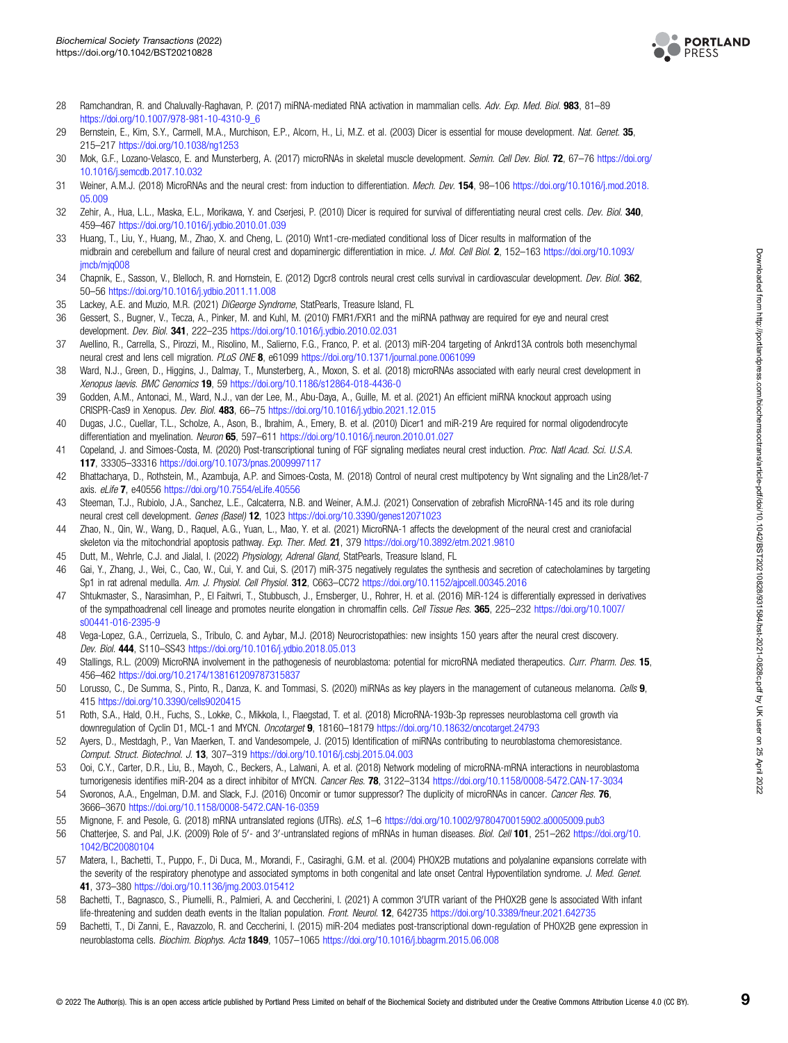28 Ramchandran, R. and Chaluvally-Raghavan, P. (2017) miRNA-mediated RNA activation in mammalian cells. *Adv. Exp. Med. Biol.* **983**, 81–89 https://doi.org/10.1007/978-981-10-4310-9_6

29 Bernstein, E., Kim, S.Y., Carmell, M.A., Murchison, E.P., Alcorn, H., Li, M.Z. et al. (2003) Dicer is essential for mouse development. *Nat. Genet.* **35**, 215–217 https://doi.org/10.1038/ng1253

30 Mok, G.F., Lozano-Velasco, E. and Munsterberg, A. (2017) microRNAs in skeletal muscle development. *Semin. Cell Dev. Biol.* **72**, 67–76 https://doi.org/10.1016/j.semcdb.2017.10.032

31 Weiner, A.M.J. (2018) MicroRNAs and the neural crest: from induction to differentiation. *Mech. Dev.* **154**, 98–106 https://doi.org/10.1016/j.mod.2018.05.009

32 Zehir, A., Hua, L.L., Maska, E.L., Morikawa, Y. and Cserjesi, P. (2010) Dicer is required for survival of differentiating neural crest cells. *Dev. Biol.* **340**, 459–467 https://doi.org/10.1016/j.ydbio.2010.01.039

33 Huang, T., Liu, Y., Huang, M., Zhao, X. and Cheng, L. (2010) Wnt1-cre-mediated conditional loss of Dicer results in malformation of the midbrain and cerebellum and failure of neural crest and dopaminergic differentiation in mice. *J. Mol. Cell Biol.* **2**, 152–163 https://doi.org/10.1093/jmcb/mjq008

34 Chapnik, E., Sasson, V., Blelloch, R. and Hornstein, E. (2012) Dgcr8 controls neural crest cells survival in cardiovascular development. *Dev. Biol.* **362**, 50–56 https://doi.org/10.1016/j.ydbio.2011.11.008

35 Lackey, A.E. and Muzio, M.R. (2021) *DiGeorge Syndrome*, StatPearls, Treasure Island, FL

36 Gessert, S., Bugner, V., Tecza, A., Pinker, M. and Kuhl, M. (2010) FMR1/FXR1 and the miRNA pathway are required for eye and neural crest development. *Dev. Biol.* **341**, 222–235 https://doi.org/10.1016/j.ydbio.2010.02.031

37 Avellino, R., Carrella, S., Pirozzi, M., Risolino, M., Salierno, F.G., Franco, P. et al. (2013) miR-204 targeting of Ankrd13A controls both mesenchymal neural crest and lens cell migration. *PLoS ONE* **8**, e61099 https://doi.org/10.1371/journal.pone.0061099

38 Ward, N.J., Green, D., Higgins, J., Dalmay, T., Munsterberg, A., Moxon, S. et al. (2018) microRNAs associated with early neural crest development in *Xenopus laevis*. *BMC Genomics* **19**, 59 https://doi.org/10.1186/s12864-018-4436-0

39 Godden, A.M., Antonaci, M., Ward, N.J., van der Lee, M., Abu-Daya, A., Guille, M. et al. (2021) An efficient miRNA knockout approach using CRISPR-Cas9 in Xenopus. *Dev. Biol.* **483**, 66–75 https://doi.org/10.1016/j.ydbio.2021.12.015

40 Dugas, J.C., Cuellar, T.L., Scholze, A., Ason, B., Ibrahim, A., Emery, B. et al. (2010) Dicer1 and miR-219 Are required for normal oligodendrocyte differentiation and myelination. *Neuron* **65**, 597–611 https://doi.org/10.1016/j.neuron.2010.01.027

41 Copeland, J. and Simoes-Costa, M. (2020) Post-transcriptional tuning of FGF signaling mediates neural crest induction. *Proc. Natl Acad. Sci. U.S.A.* **117**, 33305–33316 https://doi.org/10.1073/pnas.2009997117

42 Bhattacharya, D., Rothstein, M., Azambuja, A.P. and Simoes-Costa, M. (2018) Control of neural crest multipotency by Wnt signaling and the Lin28/let-7 axis. *eLife* **7**, e40556 https://doi.org/10.7554/eLife.40556

43 Steeman, T.J., Rubiolo, J.A., Sanchez, L.E., Calcaterra, N.B. and Weiner, A.M.J. (2021) Conservation of zebrafish MicroRNA-145 and its role during neural crest cell development. *Genes (Basel)* **12**, 1023 https://doi.org/10.3390/genes12071023

44 Zhao, N., Qin, W., Wang, D., Raquel, A.G., Yuan, L., Mao, Y. et al. (2021) MicroRNA-1 affects the development of the neural crest and craniofacial skeleton via the mitochondrial apoptosis pathway. *Exp. Ther. Med.* **21**, 379 https://doi.org/10.3892/etm.2021.9810

45 Dutt, M., Wehrle, C.J. and Jialal, I. (2022) *Physiology, Adrenal Gland*, StatPearls, Treasure Island, FL

46 Gai, Y., Zhang, J., Wei, C., Cao, W., Cui, Y. and Cui, S. (2017) miR-375 negatively regulates the synthesis and secretion of catecholamines by targeting Sp1 in rat adrenal medulla. *Am. J. Physiol. Cell Physiol.* **312**, C663–CC72 https://doi.org/10.1152/ajpcell.00345.2016

47 Shtukmaster, S., Narasimhan, P., El Faitwri, T., Stubbusch, J., Ernsberger, U., Rohrer, H. et al. (2016) MiR-124 is differentially expressed in derivatives of the sympathoadrenal cell lineage and promotes neurite elongation in chromaffin cells. *Cell Tissue Res.* **365**, 225–232 https://doi.org/10.1007/s00441-016-2395-9

48 Vega-Lopez, G.A., Cerrizuela, S., Tribulo, C. and Aybar, M.J. (2018) Neurocristopathies: new insights 150 years after the neural crest discovery. *Dev. Biol.* **444**, S110–SS43 https://doi.org/10.1016/j.ydbio.2018.05.013

49 Stallings, R.L. (2009) MicroRNA involvement in the pathogenesis of neuroblastoma: potential for microRNA mediated therapeutics. *Curr. Pharm. Des.* **15**, 456–462 https://doi.org/10.2174/138161209787315837

50 Lorusso, C., De Summa, S., Pinto, R., Danza, K. and Tommasi, S. (2020) miRNAs as key players in the management of cutaneous melanoma. *Cells* **9**, 415 https://doi.org/10.3390/cells9020415

51 Roth, S.A., Hald, O.H., Fuchs, S., Lokke, C., Mikkola, I., Flaegstad, T. et al. (2018) MicroRNA-193b-3p represses neuroblastoma cell growth via downregulation of Cyclin D1, MCL-1 and MYCN. *Oncotarget* **9**, 18160–18179 https://doi.org/10.18632/oncotarget.24793

52 Ayers, D., Mestdagh, P., Van Maerken, T. and Vandesompele, J. (2015) Identification of miRNAs contributing to neuroblastoma chemoresistance. *Comput. Struct. Biotechnol. J.* **13**, 307–319 https://doi.org/10.1016/j.csbj.2015.04.003

53 Ooi, C.Y., Carter, D.R., Liu, B., Mayoh, C., Beckers, A., Lalwani, A. et al. (2018) Network modeling of microRNA-mRNA interactions in neuroblastoma tumorigenesis identifies miR-204 as a direct inhibitor of MYCN. *Cancer Res.* **78**, 3122–3134 https://doi.org/10.1158/0008-5472.CAN-17-3034

54 Svoronos, A.A., Engelman, D.M. and Slack, F.J. (2016) Oncomir or tumor suppressor? The duplicity of microRNAs in cancer. *Cancer Res.* **76**, 3666–3670 https://doi.org/10.1158/0008-5472.CAN-16-0359

55 Mignone, F. and Pesole, G. (2018) mRNA untranslated regions (UTRs). *eLS*, 1–6 https://doi.org/10.1002/9780470015902.a0005009.pub3

56 Chatterjee, S. and Pal, J.K. (2009) Role of 5′- and 3′-untranslated regions of mRNAs in human diseases. *Biol. Cell* **101**, 251–262 https://doi.org/10.1042/BC20080104

57 Matera, I., Bachetti, T., Puppo, F., Di Duca, M., Morandi, F., Casiraghi, G.M. et al. (2004) PHOX2B mutations and polyalanine expansions correlate with the severity of the respiratory phenotype and associated symptoms in both congenital and late onset Central Hypoventilation syndrome. *J. Med. Genet.* **41**, 373–380 https://doi.org/10.1136/jmg.2003.015412

58 Bachetti, T., Bagnasco, S., Piumelli, R., Palmieri, A. and Ceccherini, I. (2021) A common 3′UTR variant of the PHOX2B gene Is associated With infant life-threatening and sudden death events in the Italian population. *Front. Neurol.* **12**, 642735 https://doi.org/10.3389/fneur.2021.642735

59 Bachetti, T., Di Zanni, E., Ravazzolo, R. and Ceccherini, I. (2015) miR-204 mediates post-transcriptional down-regulation of PHOX2B gene expression in neuroblastoma cells. *Biochim. Biophys. Acta* **1849**, 1057–1065 https://doi.org/10.1016/j.bbagrm.2015.06.008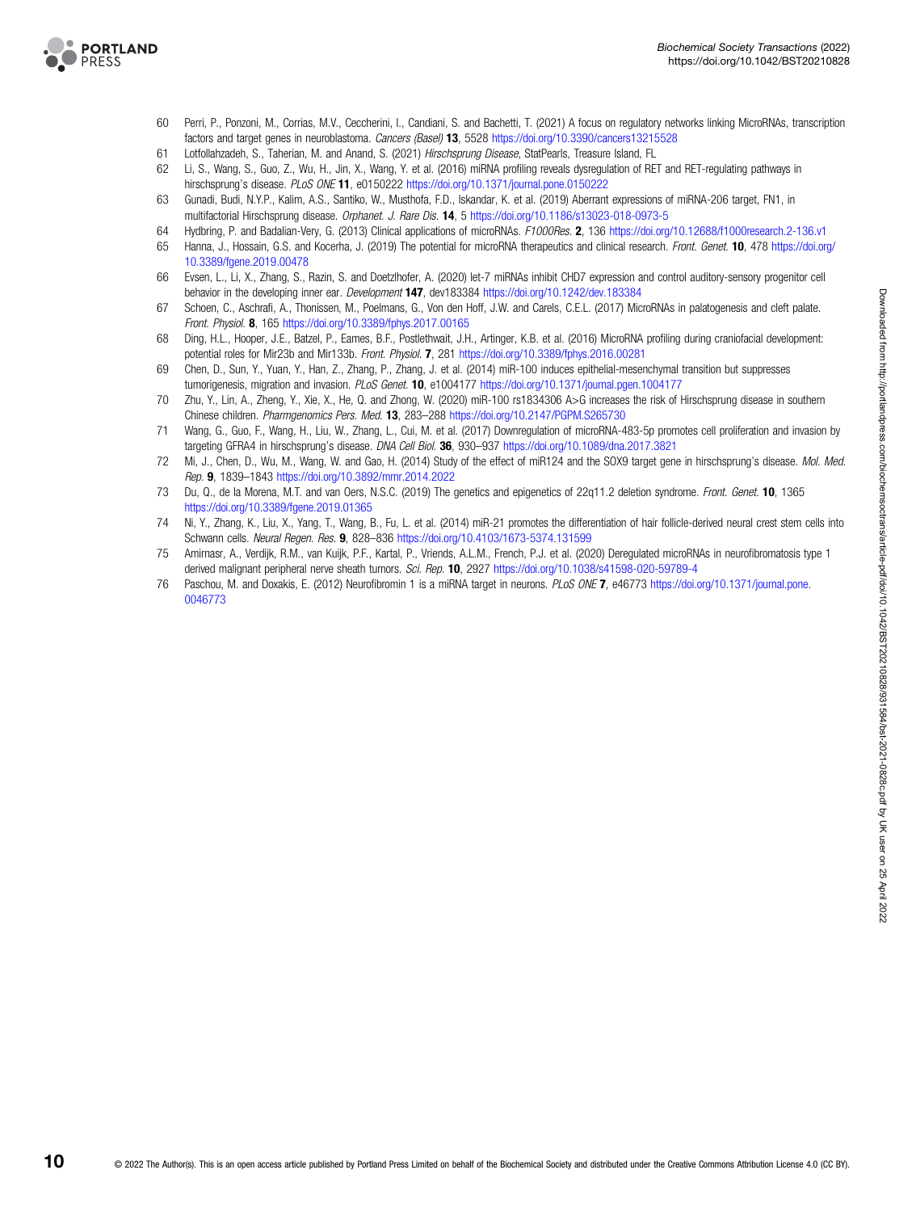60 Perri, P., Ponzoni, M., Corrias, M.V., Ceccherini, I., Candiani, S. and Bachetti, T. (2021) A focus on regulatory networks linking MicroRNAs, transcription factors and target genes in neuroblastoma. *Cancers (Basel)* **13**, 5528 https://doi.org/10.3390/cancers13215528

61 Lotfollahzadeh, S., Taherian, M. and Anand, S. (2021) *Hirschsprung Disease*, StatPearls, Treasure Island, FL

62 Li, S., Wang, S., Guo, Z., Wu, H., Jin, X., Wang, Y. et al. (2016) miRNA profiling reveals dysregulation of RET and RET-regulating pathways in hirschsprung's disease. *PLoS ONE* **11**, e0150222 https://doi.org/10.1371/journal.pone.0150222

63 Gunadi, Budi, N.Y.P., Kalim, A.S., Santiko, W., Musthofa, F.D., Iskandar, K. et al. (2019) Aberrant expressions of miRNA-206 target, FN1, in multifactorial Hirschsprung disease. *Orphanet. J. Rare Dis.* **14**, 5 https://doi.org/10.1186/s13023-018-0973-5

64 Hydbring, P. and Badalian-Very, G. (2013) Clinical applications of microRNAs. *F1000Res.* **2**, 136 https://doi.org/10.12688/f1000research.2-136.v1

65 Hanna, J., Hossain, G.S. and Kocerha, J. (2019) The potential for microRNA therapeutics and clinical research. *Front. Genet.* **10**, 478 https://doi.org/10.3389/fgene.2019.00478

66 Evsen, L., Li, X., Zhang, S., Razin, S. and Doetzlhofer, A. (2020) let-7 miRNAs inhibit CHD7 expression and control auditory-sensory progenitor cell behavior in the developing inner ear. *Development* **147**, dev183384 https://doi.org/10.1242/dev.183384

67 Schoen, C., Aschrafi, A., Thonissen, M., Poelmans, G., Von den Hoff, J.W. and Carels, C.E.L. (2017) MicroRNAs in palatogenesis and cleft palate. *Front. Physiol.* **8**, 165 https://doi.org/10.3389/fphys.2017.00165

68 Ding, H.L., Hooper, J.E., Batzel, P., Eames, B.F., Postlethwait, J.H., Artinger, K.B. et al. (2016) MicroRNA profiling during craniofacial development: potential roles for Mir23b and Mir133b. *Front. Physiol.* **7**, 281 https://doi.org/10.3389/fphys.2016.00281

69 Chen, D., Sun, Y., Yuan, Y., Han, Z., Zhang, P., Zhang, J. et al. (2014) miR-100 induces epithelial-mesenchymal transition but suppresses tumorigenesis, migration and invasion. *PLoS Genet.* **10**, e1004177 https://doi.org/10.1371/journal.pgen.1004177

70 Zhu, Y., Lin, A., Zheng, Y., Xie, X., He, Q. and Zhong, W. (2020) miR-100 rs1834306 A>G increases the risk of Hirschsprung disease in southern Chinese children. *Pharmgenomics Pers. Med.* **13**, 283–288 https://doi.org/10.2147/PGPM.S265730

71 Wang, G., Guo, F., Wang, H., Liu, W., Zhang, L., Cui, M. et al. (2017) Downregulation of microRNA-483-5p promotes cell proliferation and invasion by targeting GFRA4 in hirschsprung's disease. *DNA Cell Biol.* **36**, 930–937 https://doi.org/10.1089/dna.2017.3821

72 Mi, J., Chen, D., Wu, M., Wang, W. and Gao, H. (2014) Study of the effect of miR124 and the SOX9 target gene in hirschsprung's disease. *Mol. Med. Rep.* **9**, 1839–1843 https://doi.org/10.3892/mmr.2014.2022

73 Du, Q., de la Morena, M.T. and van Oers, N.S.C. (2019) The genetics and epigenetics of 22q11.2 deletion syndrome. *Front. Genet.* **10**, 1365 https://doi.org/10.3389/fgene.2019.01365

74 Ni, Y., Zhang, K., Liu, X., Yang, T., Wang, B., Fu, L. et al. (2014) miR-21 promotes the differentiation of hair follicle-derived neural crest stem cells into Schwann cells. *Neural Regen. Res.* **9**, 828–836 https://doi.org/10.4103/1673-5374.131599

75 Amirnasr, A., Verdijk, R.M., van Kuijk, P.F., Kartal, P., Vriends, A.L.M., French, P.J. et al. (2020) Deregulated microRNAs in neurofibromatosis type 1 derived malignant peripheral nerve sheath tumors. *Sci. Rep.* **10**, 2927 https://doi.org/10.1038/s41598-020-59789-4

76 Paschou, M. and Doxakis, E. (2012) Neurofibromin 1 is a miRNA target in neurons. *PLoS ONE* **7**, e46773 https://doi.org/10.1371/journal.pone.0046773